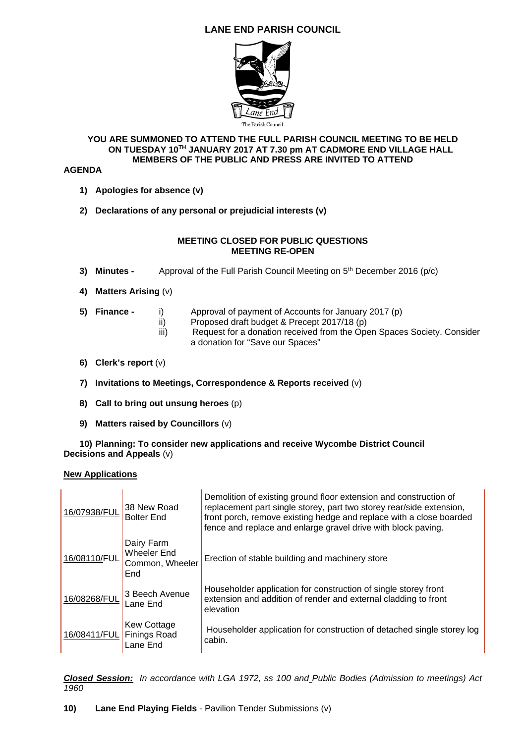# LANE END PARISH COUNCIL

**YOU ARE SUMMONED TO ATTEND THE FULL PARISH COUNCIL MEETING TO BE HELD ON TUESDAY 10TH JANUARY 2017 AT 7.30 pm AT CADMORE END VILLAGE HALL MEMBERS OF THE PUBLIC AND PRESS ARE INVITED TO ATTEND**

**AGENDA**

1) **Apologies for absence (v)**

2) **Declarations of any personal or prejudicial interests (v)**

**MEETING CLOSED FOR PUBLIC QUESTIONS**
**MEETING RE-OPEN**

3) **Minutes -** Approval of the Full Parish Council Meeting on 5th December 2016 (p/c)

4) **Matters Arising** (v)

5) **Finance -**
   i) Approval of payment of Accounts for January 2017 (p)
   ii) Proposed draft budget & Precept 2017/18 (p)
   iii) Request for a donation received from the Open Spaces Society. Consider a donation for "Save our Spaces"

6) **Clerk's report** (v)

7) **Invitations to Meetings, Correspondence & Reports received** (v)

8) **Call to bring out unsung heroes** (p)

9) **Matters raised by Councillors** (v)

10) **Planning: To consider new applications and receive Wycombe District Council Decisions and Appeals** (v)

**New Applications**

| | | |
|---|---|---|
| 16/07938/FUL | 38 New Road Bolter End | Demolition of existing ground floor extension and construction of replacement part single storey, part two storey rear/side extension, front porch, remove existing hedge and replace with a close boarded fence and replace and enlarge gravel drive with block paving. |
| 16/08110/FUL | Dairy Farm Wheeler End Common, Wheeler End | Erection of stable building and machinery store |
| 16/08268/FUL | 3 Beech Avenue Lane End | Householder application for construction of single storey front extension and addition of render and external cladding to front elevation |
| 16/08411/FUL | Kew Cottage Finings Road Lane End | Householder application for construction of detached single storey log cabin. |

***Closed Session:*** *In accordance with LGA 1972, ss 100 and Public Bodies (Admission to meetings) Act 1960*

10) **Lane End Playing Fields** - Pavilion Tender Submissions (v)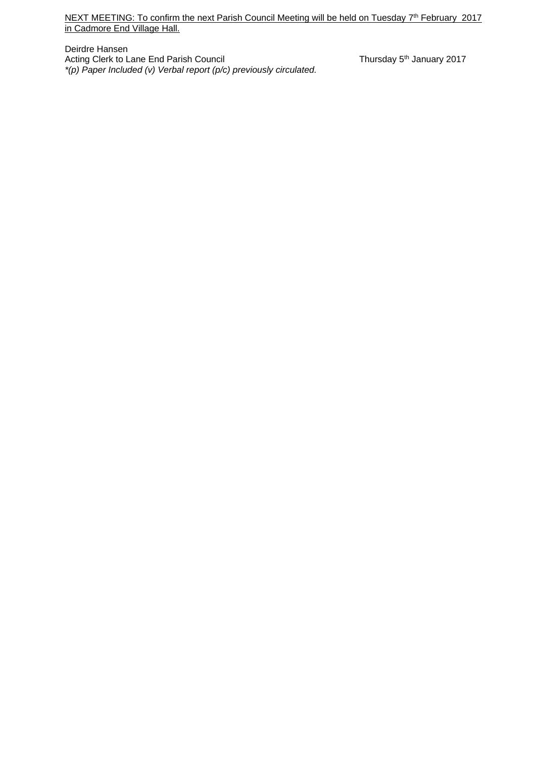NEXT MEETING: To confirm the next Parish Council Meeting will be held on Tuesday 7th February 2017 in Cadmore End Village Hall.

Deirdre Hansen
Acting Clerk to Lane End Parish Council    Thursday 5th January 2017
*(p) Paper Included (v) Verbal report (p/c) previously circulated.*